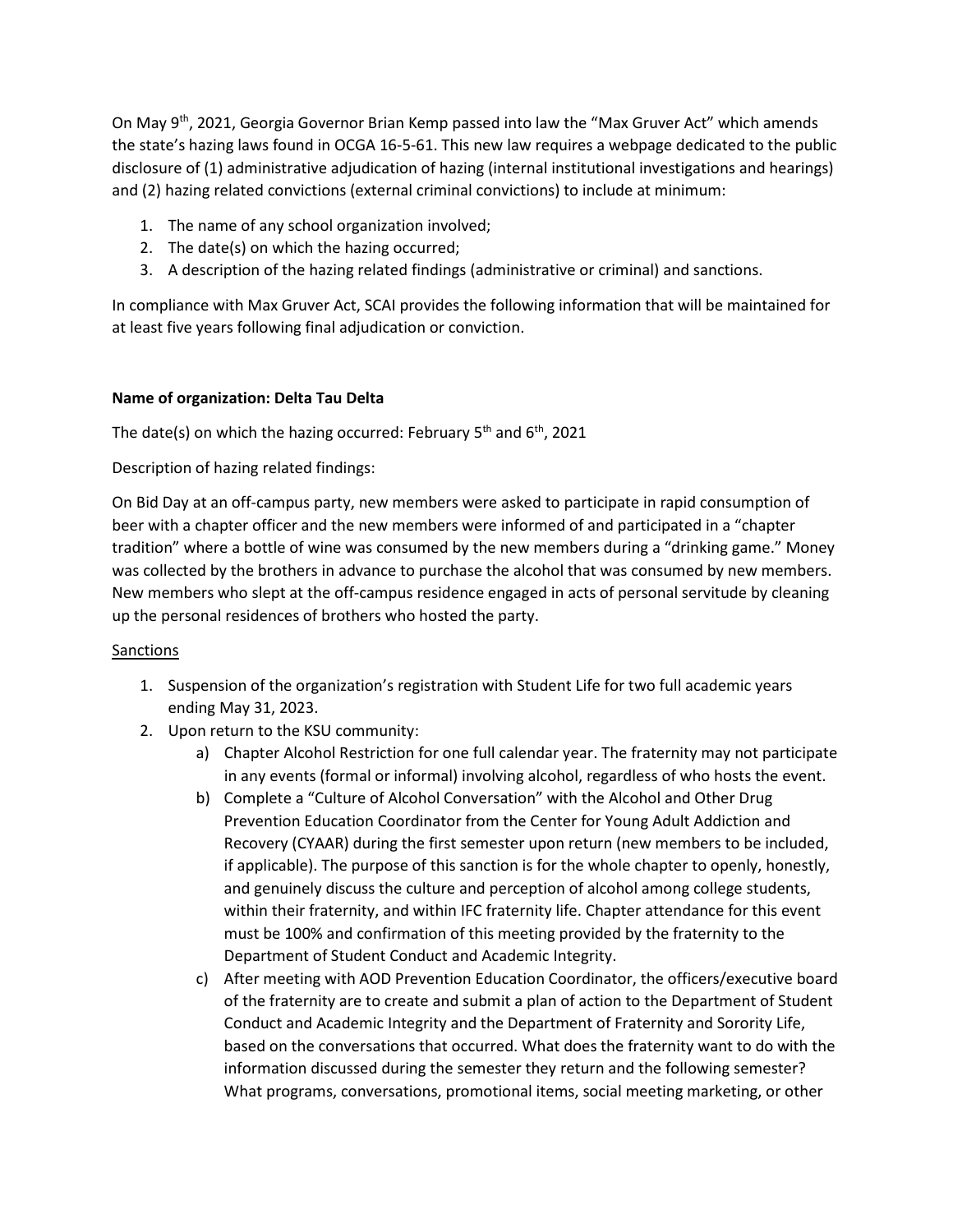On May 9th, 2021, Georgia Governor Brian Kemp passed into law the "Max Gruver Act" which amends the state's hazing laws found in OCGA 16-5-61. This new law requires a webpage dedicated to the public disclosure of (1) administrative adjudication of hazing (internal institutional investigations and hearings) and (2) hazing related convictions (external criminal convictions) to include at minimum:

1. The name of any school organization involved;
2. The date(s) on which the hazing occurred;
3. A description of the hazing related findings (administrative or criminal) and sanctions.

In compliance with Max Gruver Act, SCAI provides the following information that will be maintained for at least five years following final adjudication or conviction.

**Name of organization: Delta Tau Delta**

The date(s) on which the hazing occurred: February 5th and 6th, 2021

Description of hazing related findings:

On Bid Day at an off-campus party, new members were asked to participate in rapid consumption of beer with a chapter officer and the new members were informed of and participated in a "chapter tradition" where a bottle of wine was consumed by the new members during a "drinking game." Money was collected by the brothers in advance to purchase the alcohol that was consumed by new members. New members who slept at the off-campus residence engaged in acts of personal servitude by cleaning up the personal residences of brothers who hosted the party.

<u>Sanctions</u>

1. Suspension of the organization's registration with Student Life for two full academic years ending May 31, 2023.
2. Upon return to the KSU community:
   a) Chapter Alcohol Restriction for one full calendar year. The fraternity may not participate in any events (formal or informal) involving alcohol, regardless of who hosts the event.
   b) Complete a "Culture of Alcohol Conversation" with the Alcohol and Other Drug Prevention Education Coordinator from the Center for Young Adult Addiction and Recovery (CYAAR) during the first semester upon return (new members to be included, if applicable). The purpose of this sanction is for the whole chapter to openly, honestly, and genuinely discuss the culture and perception of alcohol among college students, within their fraternity, and within IFC fraternity life. Chapter attendance for this event must be 100% and confirmation of this meeting provided by the fraternity to the Department of Student Conduct and Academic Integrity.
   c) After meeting with AOD Prevention Education Coordinator, the officers/executive board of the fraternity are to create and submit a plan of action to the Department of Student Conduct and Academic Integrity and the Department of Fraternity and Sorority Life, based on the conversations that occurred. What does the fraternity want to do with the information discussed during the semester they return and the following semester? What programs, conversations, promotional items, social meeting marketing, or other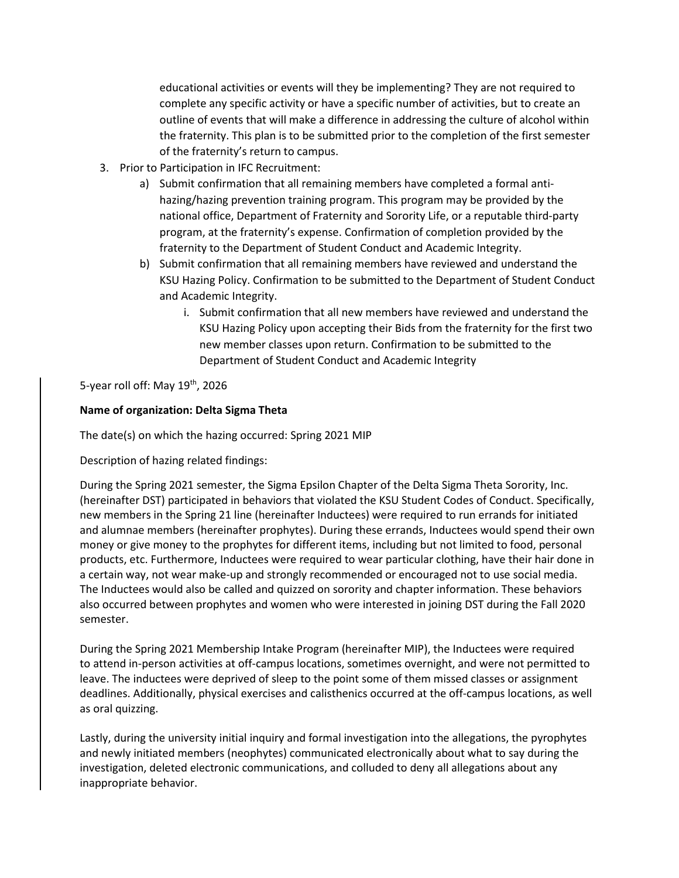educational activities or events will they be implementing? They are not required to complete any specific activity or have a specific number of activities, but to create an outline of events that will make a difference in addressing the culture of alcohol within the fraternity. This plan is to be submitted prior to the completion of the first semester of the fraternity's return to campus.

3. Prior to Participation in IFC Recruitment:
    a) Submit confirmation that all remaining members have completed a formal anti-hazing/hazing prevention training program. This program may be provided by the national office, Department of Fraternity and Sorority Life, or a reputable third-party program, at the fraternity's expense. Confirmation of completion provided by the fraternity to the Department of Student Conduct and Academic Integrity.
    b) Submit confirmation that all remaining members have reviewed and understand the KSU Hazing Policy. Confirmation to be submitted to the Department of Student Conduct and Academic Integrity.
        i. Submit confirmation that all new members have reviewed and understand the KSU Hazing Policy upon accepting their Bids from the fraternity for the first two new member classes upon return. Confirmation to be submitted to the Department of Student Conduct and Academic Integrity

5-year roll off: May 19th, 2026

**Name of organization: Delta Sigma Theta**

The date(s) on which the hazing occurred: Spring 2021 MIP

Description of hazing related findings:

During the Spring 2021 semester, the Sigma Epsilon Chapter of the Delta Sigma Theta Sorority, Inc. (hereinafter DST) participated in behaviors that violated the KSU Student Codes of Conduct. Specifically, new members in the Spring 21 line (hereinafter Inductees) were required to run errands for initiated and alumnae members (hereinafter prophytes). During these errands, Inductees would spend their own money or give money to the prophytes for different items, including but not limited to food, personal products, etc. Furthermore, Inductees were required to wear particular clothing, have their hair done in a certain way, not wear make-up and strongly recommended or encouraged not to use social media. The Inductees would also be called and quizzed on sorority and chapter information. These behaviors also occurred between prophytes and women who were interested in joining DST during the Fall 2020 semester.

During the Spring 2021 Membership Intake Program (hereinafter MIP), the Inductees were required to attend in-person activities at off-campus locations, sometimes overnight, and were not permitted to leave. The inductees were deprived of sleep to the point some of them missed classes or assignment deadlines. Additionally, physical exercises and calisthenics occurred at the off-campus locations, as well as oral quizzing.

Lastly, during the university initial inquiry and formal investigation into the allegations, the pyrophytes and newly initiated members (neophytes) communicated electronically about what to say during the investigation, deleted electronic communications, and colluded to deny all allegations about any inappropriate behavior.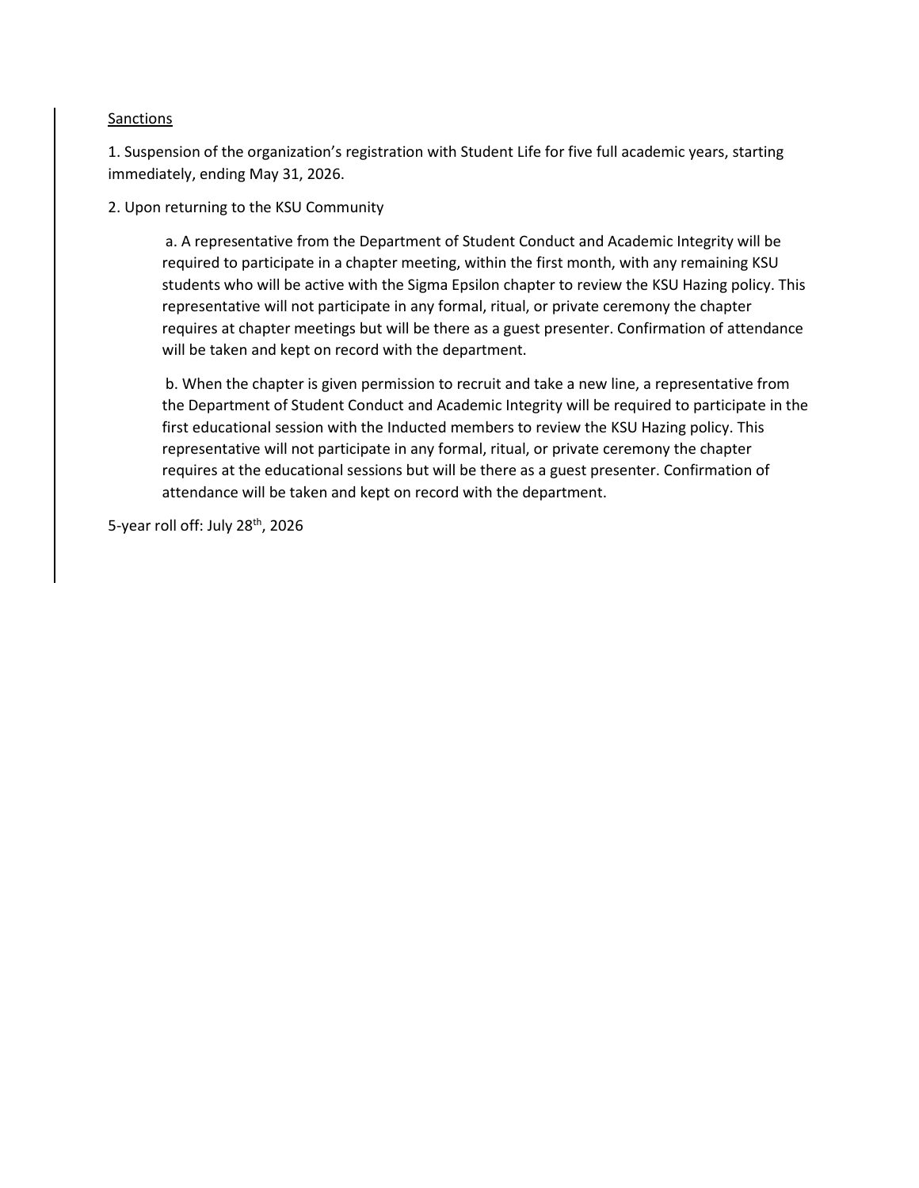<u>Sanctions</u>

1. Suspension of the organization's registration with Student Life for five full academic years, starting immediately, ending May 31, 2026.

2. Upon returning to the KSU Community

   a. A representative from the Department of Student Conduct and Academic Integrity will be required to participate in a chapter meeting, within the first month, with any remaining KSU students who will be active with the Sigma Epsilon chapter to review the KSU Hazing policy. This representative will not participate in any formal, ritual, or private ceremony the chapter requires at chapter meetings but will be there as a guest presenter. Confirmation of attendance will be taken and kept on record with the department.

   b. When the chapter is given permission to recruit and take a new line, a representative from the Department of Student Conduct and Academic Integrity will be required to participate in the first educational session with the Inducted members to review the KSU Hazing policy. This representative will not participate in any formal, ritual, or private ceremony the chapter requires at the educational sessions but will be there as a guest presenter. Confirmation of attendance will be taken and kept on record with the department.

5-year roll off: July 28th, 2026